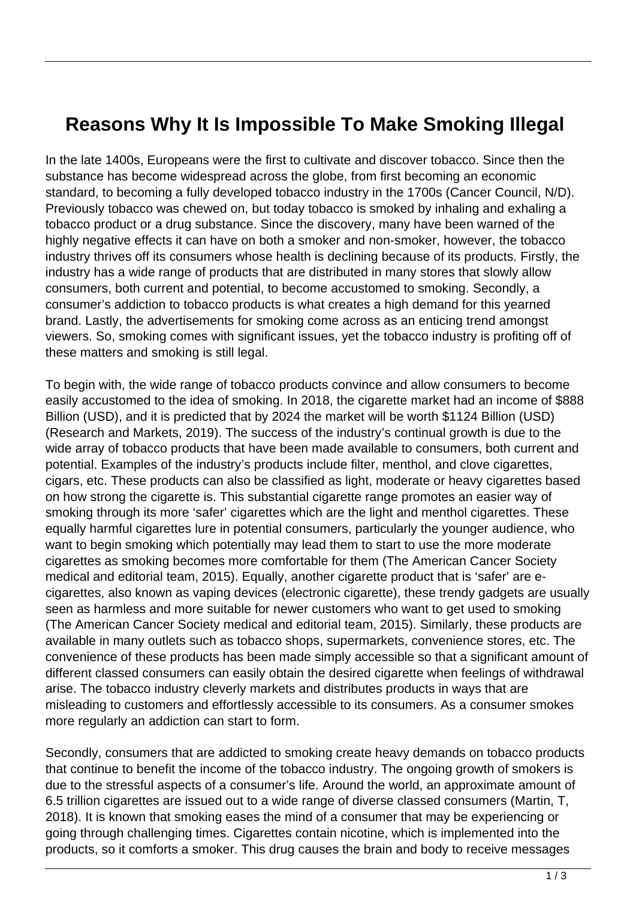# Reasons Why It Is Impossible To Make Smoking Illegal

In the late 1400s, Europeans were the first to cultivate and discover tobacco. Since then the substance has become widespread across the globe, from first becoming an economic standard, to becoming a fully developed tobacco industry in the 1700s (Cancer Council, N/D). Previously tobacco was chewed on, but today tobacco is smoked by inhaling and exhaling a tobacco product or a drug substance. Since the discovery, many have been warned of the highly negative effects it can have on both a smoker and non-smoker, however, the tobacco industry thrives off its consumers whose health is declining because of its products. Firstly, the industry has a wide range of products that are distributed in many stores that slowly allow consumers, both current and potential, to become accustomed to smoking. Secondly, a consumer's addiction to tobacco products is what creates a high demand for this yearned brand. Lastly, the advertisements for smoking come across as an enticing trend amongst viewers. So, smoking comes with significant issues, yet the tobacco industry is profiting off of these matters and smoking is still legal.

To begin with, the wide range of tobacco products convince and allow consumers to become easily accustomed to the idea of smoking. In 2018, the cigarette market had an income of $888 Billion (USD), and it is predicted that by 2024 the market will be worth $1124 Billion (USD) (Research and Markets, 2019). The success of the industry's continual growth is due to the wide array of tobacco products that have been made available to consumers, both current and potential. Examples of the industry's products include filter, menthol, and clove cigarettes, cigars, etc. These products can also be classified as light, moderate or heavy cigarettes based on how strong the cigarette is. This substantial cigarette range promotes an easier way of smoking through its more 'safer' cigarettes which are the light and menthol cigarettes. These equally harmful cigarettes lure in potential consumers, particularly the younger audience, who want to begin smoking which potentially may lead them to start to use the more moderate cigarettes as smoking becomes more comfortable for them (The American Cancer Society medical and editorial team, 2015). Equally, another cigarette product that is 'safer' are e-cigarettes, also known as vaping devices (electronic cigarette), these trendy gadgets are usually seen as harmless and more suitable for newer customers who want to get used to smoking (The American Cancer Society medical and editorial team, 2015). Similarly, these products are available in many outlets such as tobacco shops, supermarkets, convenience stores, etc. The convenience of these products has been made simply accessible so that a significant amount of different classed consumers can easily obtain the desired cigarette when feelings of withdrawal arise. The tobacco industry cleverly markets and distributes products in ways that are misleading to customers and effortlessly accessible to its consumers. As a consumer smokes more regularly an addiction can start to form.

Secondly, consumers that are addicted to smoking create heavy demands on tobacco products that continue to benefit the income of the tobacco industry. The ongoing growth of smokers is due to the stressful aspects of a consumer's life. Around the world, an approximate amount of 6.5 trillion cigarettes are issued out to a wide range of diverse classed consumers (Martin, T, 2018). It is known that smoking eases the mind of a consumer that may be experiencing or going through challenging times. Cigarettes contain nicotine, which is implemented into the products, so it comforts a smoker. This drug causes the brain and body to receive messages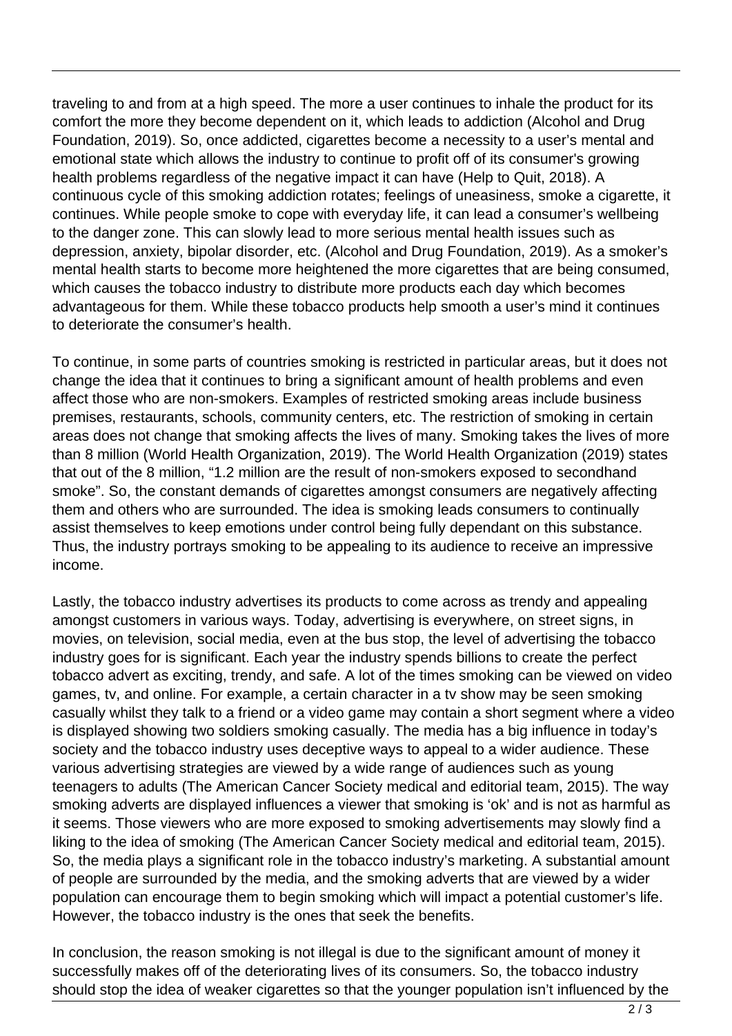traveling to and from at a high speed. The more a user continues to inhale the product for its comfort the more they become dependent on it, which leads to addiction (Alcohol and Drug Foundation, 2019). So, once addicted, cigarettes become a necessity to a user's mental and emotional state which allows the industry to continue to profit off of its consumer's growing health problems regardless of the negative impact it can have (Help to Quit, 2018). A continuous cycle of this smoking addiction rotates; feelings of uneasiness, smoke a cigarette, it continues. While people smoke to cope with everyday life, it can lead a consumer's wellbeing to the danger zone. This can slowly lead to more serious mental health issues such as depression, anxiety, bipolar disorder, etc. (Alcohol and Drug Foundation, 2019). As a smoker's mental health starts to become more heightened the more cigarettes that are being consumed, which causes the tobacco industry to distribute more products each day which becomes advantageous for them. While these tobacco products help smooth a user's mind it continues to deteriorate the consumer's health.

To continue, in some parts of countries smoking is restricted in particular areas, but it does not change the idea that it continues to bring a significant amount of health problems and even affect those who are non-smokers. Examples of restricted smoking areas include business premises, restaurants, schools, community centers, etc. The restriction of smoking in certain areas does not change that smoking affects the lives of many. Smoking takes the lives of more than 8 million (World Health Organization, 2019). The World Health Organization (2019) states that out of the 8 million, "1.2 million are the result of non-smokers exposed to secondhand smoke". So, the constant demands of cigarettes amongst consumers are negatively affecting them and others who are surrounded. The idea is smoking leads consumers to continually assist themselves to keep emotions under control being fully dependant on this substance. Thus, the industry portrays smoking to be appealing to its audience to receive an impressive income.

Lastly, the tobacco industry advertises its products to come across as trendy and appealing amongst customers in various ways. Today, advertising is everywhere, on street signs, in movies, on television, social media, even at the bus stop, the level of advertising the tobacco industry goes for is significant. Each year the industry spends billions to create the perfect tobacco advert as exciting, trendy, and safe. A lot of the times smoking can be viewed on video games, tv, and online. For example, a certain character in a tv show may be seen smoking casually whilst they talk to a friend or a video game may contain a short segment where a video is displayed showing two soldiers smoking casually. The media has a big influence in today's society and the tobacco industry uses deceptive ways to appeal to a wider audience. These various advertising strategies are viewed by a wide range of audiences such as young teenagers to adults (The American Cancer Society medical and editorial team, 2015). The way smoking adverts are displayed influences a viewer that smoking is 'ok' and is not as harmful as it seems. Those viewers who are more exposed to smoking advertisements may slowly find a liking to the idea of smoking (The American Cancer Society medical and editorial team, 2015). So, the media plays a significant role in the tobacco industry's marketing. A substantial amount of people are surrounded by the media, and the smoking adverts that are viewed by a wider population can encourage them to begin smoking which will impact a potential customer's life. However, the tobacco industry is the ones that seek the benefits.

In conclusion, the reason smoking is not illegal is due to the significant amount of money it successfully makes off of the deteriorating lives of its consumers. So, the tobacco industry should stop the idea of weaker cigarettes so that the younger population isn't influenced by the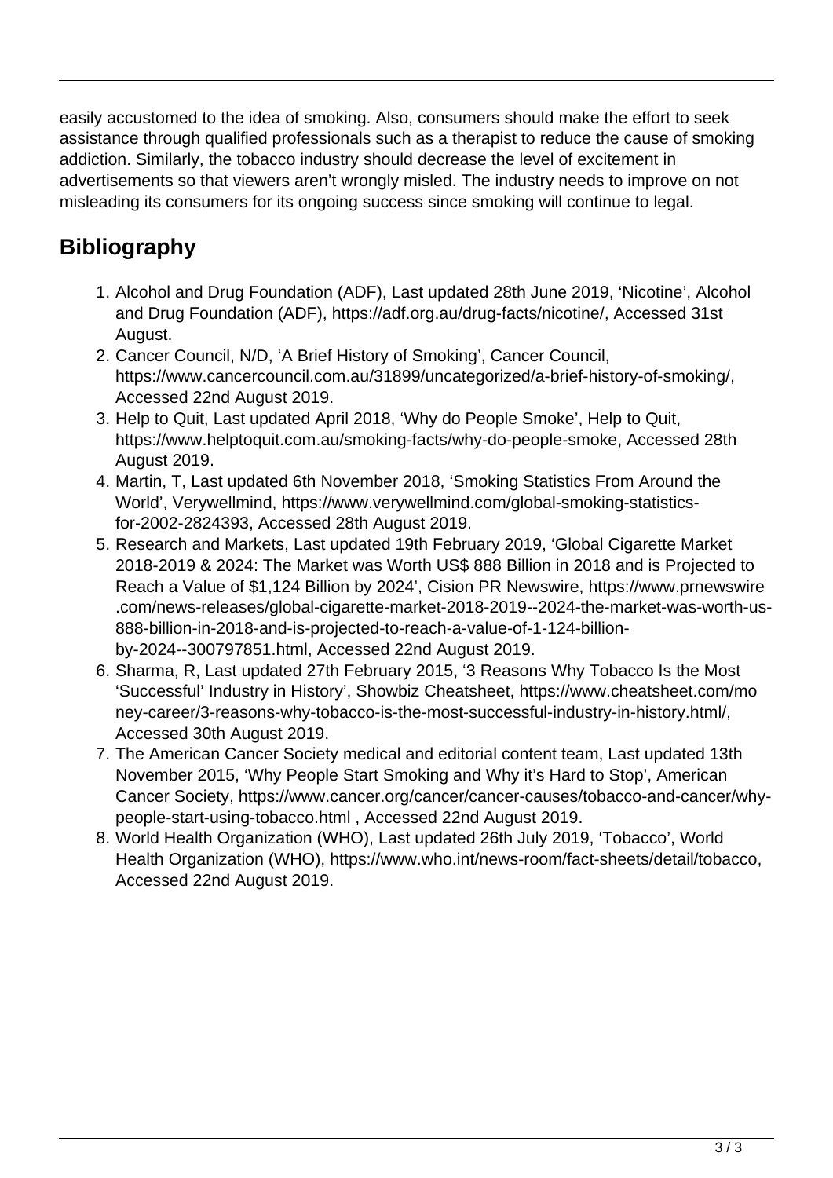easily accustomed to the idea of smoking. Also, consumers should make the effort to seek assistance through qualified professionals such as a therapist to reduce the cause of smoking addiction. Similarly, the tobacco industry should decrease the level of excitement in advertisements so that viewers aren't wrongly misled. The industry needs to improve on not misleading its consumers for its ongoing success since smoking will continue to legal.

## Bibliography

1. Alcohol and Drug Foundation (ADF), Last updated 28th June 2019, 'Nicotine', Alcohol and Drug Foundation (ADF), https://adf.org.au/drug-facts/nicotine/, Accessed 31st August.
2. Cancer Council, N/D, 'A Brief History of Smoking', Cancer Council, https://www.cancercouncil.com.au/31899/uncategorized/a-brief-history-of-smoking/, Accessed 22nd August 2019.
3. Help to Quit, Last updated April 2018, 'Why do People Smoke', Help to Quit, https://www.helptoquit.com.au/smoking-facts/why-do-people-smoke, Accessed 28th August 2019.
4. Martin, T, Last updated 6th November 2018, 'Smoking Statistics From Around the World', Verywellmind, https://www.verywellmind.com/global-smoking-statistics-for-2002-2824393, Accessed 28th August 2019.
5. Research and Markets, Last updated 19th February 2019, 'Global Cigarette Market 2018-2019 & 2024: The Market was Worth US$ 888 Billion in 2018 and is Projected to Reach a Value of $1,124 Billion by 2024', Cision PR Newswire, https://www.prnewswire.com/news-releases/global-cigarette-market-2018-2019--2024-the-market-was-worth-us-888-billion-in-2018-and-is-projected-to-reach-a-value-of-1-124-billion-by-2024--300797851.html, Accessed 22nd August 2019.
6. Sharma, R, Last updated 27th February 2015, '3 Reasons Why Tobacco Is the Most 'Successful' Industry in History', Showbiz Cheatsheet, https://www.cheatsheet.com/money-career/3-reasons-why-tobacco-is-the-most-successful-industry-in-history.html/, Accessed 30th August 2019.
7. The American Cancer Society medical and editorial content team, Last updated 13th November 2015, 'Why People Start Smoking and Why it's Hard to Stop', American Cancer Society, https://www.cancer.org/cancer/cancer-causes/tobacco-and-cancer/why-people-start-using-tobacco.html , Accessed 22nd August 2019.
8. World Health Organization (WHO), Last updated 26th July 2019, 'Tobacco', World Health Organization (WHO), https://www.who.int/news-room/fact-sheets/detail/tobacco, Accessed 22nd August 2019.